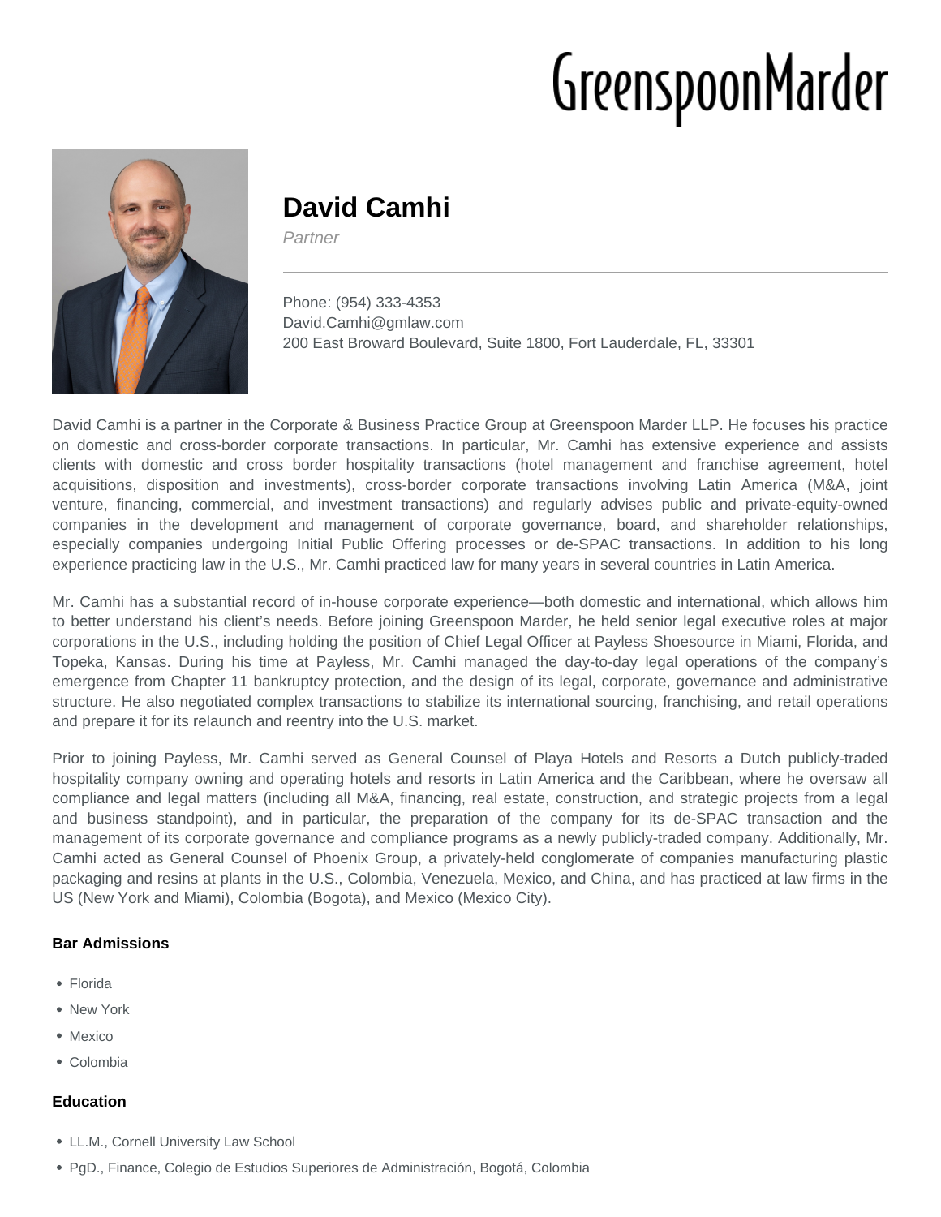# GreenspoonMarder

## David Camhi

*Partner*

Phone: (954) 333-4353
David.Camhi@gmlaw.com
200 East Broward Boulevard, Suite 1800, Fort Lauderdale, FL, 33301

David Camhi is a partner in the Corporate & Business Practice Group at Greenspoon Marder LLP. He focuses his practice on domestic and cross-border corporate transactions. In particular, Mr. Camhi has extensive experience and assists clients with domestic and cross border hospitality transactions (hotel management and franchise agreement, hotel acquisitions, disposition and investments), cross-border corporate transactions involving Latin America (M&A, joint venture, financing, commercial, and investment transactions) and regularly advises public and private-equity-owned companies in the development and management of corporate governance, board, and shareholder relationships, especially companies undergoing Initial Public Offering processes or de-SPAC transactions. In addition to his long experience practicing law in the U.S., Mr. Camhi practiced law for many years in several countries in Latin America.

Mr. Camhi has a substantial record of in-house corporate experience—both domestic and international, which allows him to better understand his client's needs. Before joining Greenspoon Marder, he held senior legal executive roles at major corporations in the U.S., including holding the position of Chief Legal Officer at Payless Shoesource in Miami, Florida, and Topeka, Kansas. During his time at Payless, Mr. Camhi managed the day-to-day legal operations of the company's emergence from Chapter 11 bankruptcy protection, and the design of its legal, corporate, governance and administrative structure. He also negotiated complex transactions to stabilize its international sourcing, franchising, and retail operations and prepare it for its relaunch and reentry into the U.S. market.

Prior to joining Payless, Mr. Camhi served as General Counsel of Playa Hotels and Resorts a Dutch publicly-traded hospitality company owning and operating hotels and resorts in Latin America and the Caribbean, where he oversaw all compliance and legal matters (including all M&A, financing, real estate, construction, and strategic projects from a legal and business standpoint), and in particular, the preparation of the company for its de-SPAC transaction and the management of its corporate governance and compliance programs as a newly publicly-traded company. Additionally, Mr. Camhi acted as General Counsel of Phoenix Group, a privately-held conglomerate of companies manufacturing plastic packaging and resins at plants in the U.S., Colombia, Venezuela, Mexico, and China, and has practiced at law firms in the US (New York and Miami), Colombia (Bogota), and Mexico (Mexico City).

### Bar Admissions

- Florida
- New York
- Mexico
- Colombia

### Education

- LL.M., Cornell University Law School
- PgD., Finance, Colegio de Estudios Superiores de Administración, Bogotá, Colombia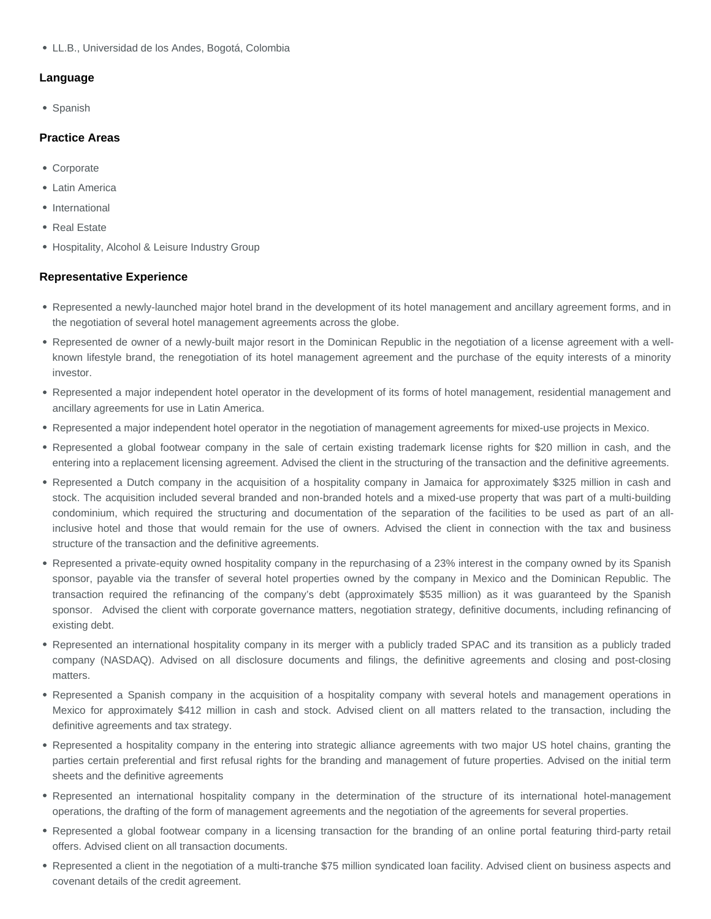- LL.B., Universidad de los Andes, Bogotá, Colombia

### Language

- Spanish

### Practice Areas

- Corporate
- Latin America
- International
- Real Estate
- Hospitality, Alcohol & Leisure Industry Group

### Representative Experience

- Represented a newly-launched major hotel brand in the development of its hotel management and ancillary agreement forms, and in the negotiation of several hotel management agreements across the globe.
- Represented de owner of a newly-built major resort in the Dominican Republic in the negotiation of a license agreement with a well-known lifestyle brand, the renegotiation of its hotel management agreement and the purchase of the equity interests of a minority investor.
- Represented a major independent hotel operator in the development of its forms of hotel management, residential management and ancillary agreements for use in Latin America.
- Represented a major independent hotel operator in the negotiation of management agreements for mixed-use projects in Mexico.
- Represented a global footwear company in the sale of certain existing trademark license rights for $20 million in cash, and the entering into a replacement licensing agreement. Advised the client in the structuring of the transaction and the definitive agreements.
- Represented a Dutch company in the acquisition of a hospitality company in Jamaica for approximately $325 million in cash and stock. The acquisition included several branded and non-branded hotels and a mixed-use property that was part of a multi-building condominium, which required the structuring and documentation of the separation of the facilities to be used as part of an all-inclusive hotel and those that would remain for the use of owners. Advised the client in connection with the tax and business structure of the transaction and the definitive agreements.
- Represented a private-equity owned hospitality company in the repurchasing of a 23% interest in the company owned by its Spanish sponsor, payable via the transfer of several hotel properties owned by the company in Mexico and the Dominican Republic. The transaction required the refinancing of the company's debt (approximately $535 million) as it was guaranteed by the Spanish sponsor. Advised the client with corporate governance matters, negotiation strategy, definitive documents, including refinancing of existing debt.
- Represented an international hospitality company in its merger with a publicly traded SPAC and its transition as a publicly traded company (NASDAQ). Advised on all disclosure documents and filings, the definitive agreements and closing and post-closing matters.
- Represented a Spanish company in the acquisition of a hospitality company with several hotels and management operations in Mexico for approximately $412 million in cash and stock. Advised client on all matters related to the transaction, including the definitive agreements and tax strategy.
- Represented a hospitality company in the entering into strategic alliance agreements with two major US hotel chains, granting the parties certain preferential and first refusal rights for the branding and management of future properties. Advised on the initial term sheets and the definitive agreements
- Represented an international hospitality company in the determination of the structure of its international hotel-management operations, the drafting of the form of management agreements and the negotiation of the agreements for several properties.
- Represented a global footwear company in a licensing transaction for the branding of an online portal featuring third-party retail offers. Advised client on all transaction documents.
- Represented a client in the negotiation of a multi-tranche $75 million syndicated loan facility. Advised client on business aspects and covenant details of the credit agreement.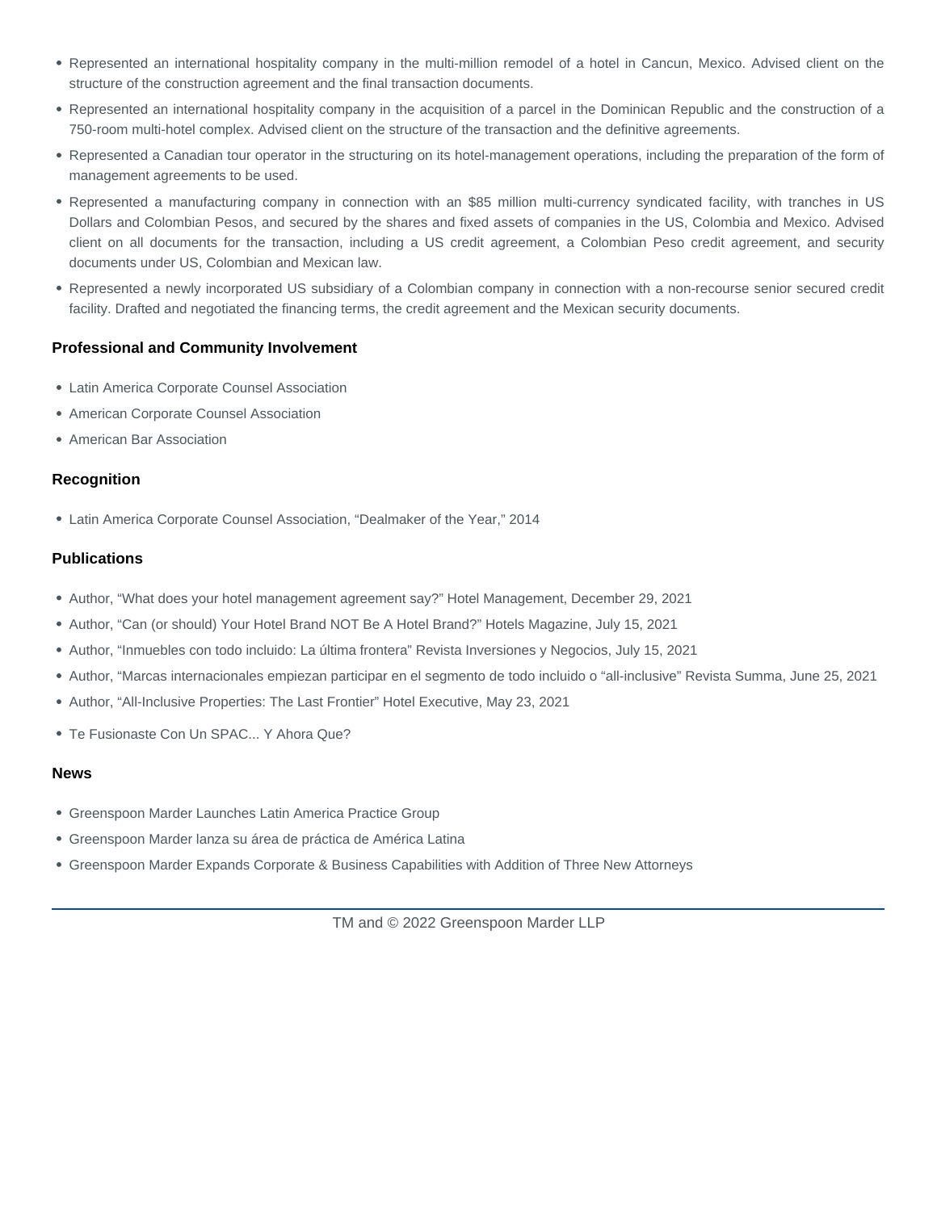- Represented an international hospitality company in the multi-million remodel of a hotel in Cancun, Mexico. Advised client on the structure of the construction agreement and the final transaction documents.
- Represented an international hospitality company in the acquisition of a parcel in the Dominican Republic and the construction of a 750-room multi-hotel complex. Advised client on the structure of the transaction and the definitive agreements.
- Represented a Canadian tour operator in the structuring on its hotel-management operations, including the preparation of the form of management agreements to be used.
- Represented a manufacturing company in connection with an $85 million multi-currency syndicated facility, with tranches in US Dollars and Colombian Pesos, and secured by the shares and fixed assets of companies in the US, Colombia and Mexico. Advised client on all documents for the transaction, including a US credit agreement, a Colombian Peso credit agreement, and security documents under US, Colombian and Mexican law.
- Represented a newly incorporated US subsidiary of a Colombian company in connection with a non-recourse senior secured credit facility. Drafted and negotiated the financing terms, the credit agreement and the Mexican security documents.

#### Professional and Community Involvement

- Latin America Corporate Counsel Association
- American Corporate Counsel Association
- American Bar Association

#### Recognition

- Latin America Corporate Counsel Association, “Dealmaker of the Year,” 2014

#### Publications

- Author, “What does your hotel management agreement say?” Hotel Management, December 29, 2021
- Author, “Can (or should) Your Hotel Brand NOT Be A Hotel Brand?” Hotels Magazine, July 15, 2021
- Author, “Inmuebles con todo incluido: La última frontera” Revista Inversiones y Negocios, July 15, 2021
- Author, “Marcas internacionales empiezan participar en el segmento de todo incluido o “all-inclusive” Revista Summa, June 25, 2021
- Author, “All-Inclusive Properties: The Last Frontier” Hotel Executive, May 23, 2021
- Te Fusionaste Con Un SPAC... Y Ahora Que?

#### News

- Greenspoon Marder Launches Latin America Practice Group
- Greenspoon Marder lanza su área de práctica de América Latina
- Greenspoon Marder Expands Corporate & Business Capabilities with Addition of Three New Attorneys